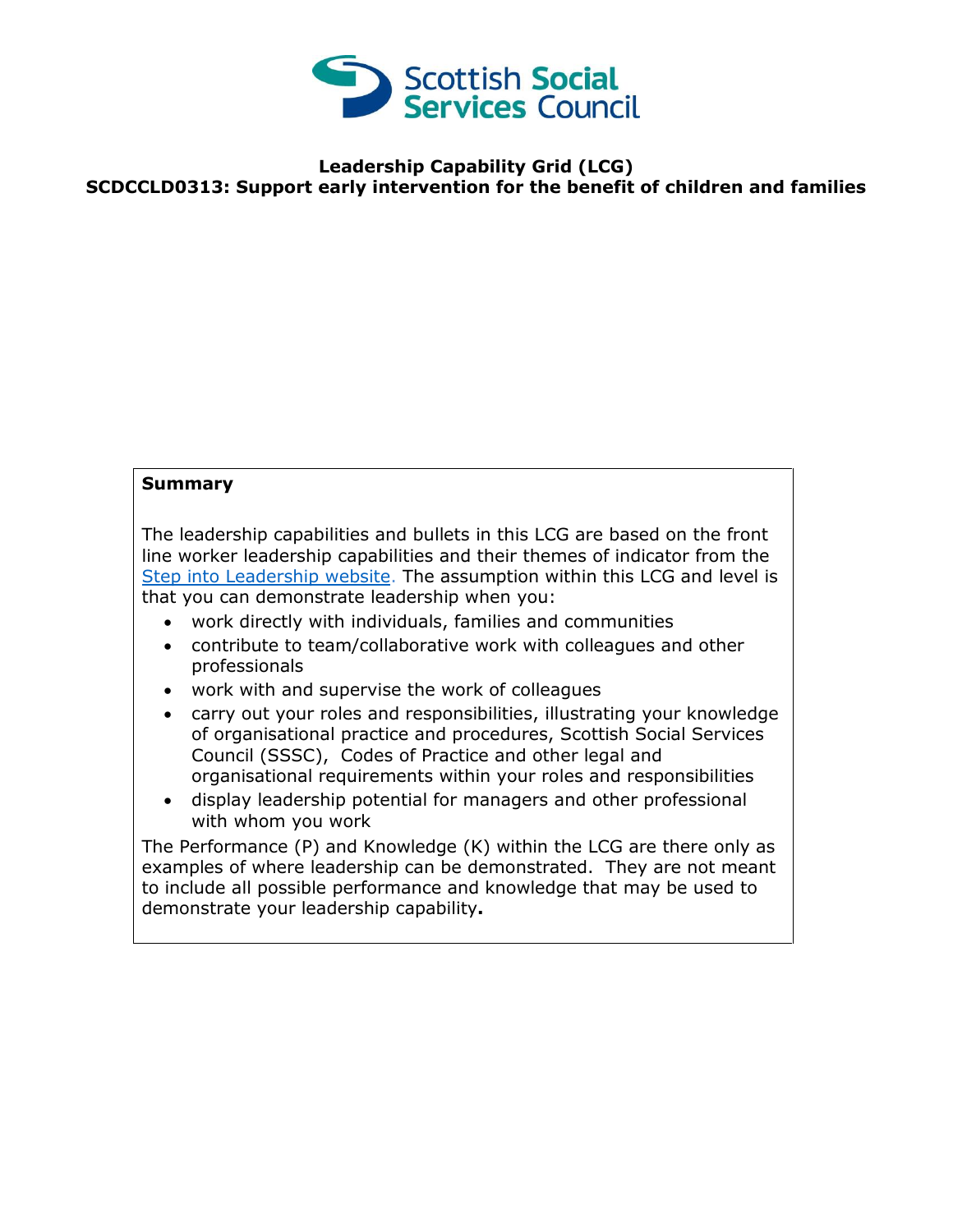**Leadership Capability Grid (LCG)**
**SCDCCLD0313: Support early intervention for the benefit of children and families**

**Summary**

The leadership capabilities and bullets in this LCG are based on the front line worker leadership capabilities and their themes of indicator from the Step into Leadership website. The assumption within this LCG and level is that you can demonstrate leadership when you:

- work directly with individuals, families and communities
- contribute to team/collaborative work with colleagues and other professionals
- work with and supervise the work of colleagues
- carry out your roles and responsibilities, illustrating your knowledge of organisational practice and procedures, Scottish Social Services Council (SSSC), Codes of Practice and other legal and organisational requirements within your roles and responsibilities
- display leadership potential for managers and other professional with whom you work

The Performance (P) and Knowledge (K) within the LCG are there only as examples of where leadership can be demonstrated. They are not meant to include all possible performance and knowledge that may be used to demonstrate your leadership capability**.**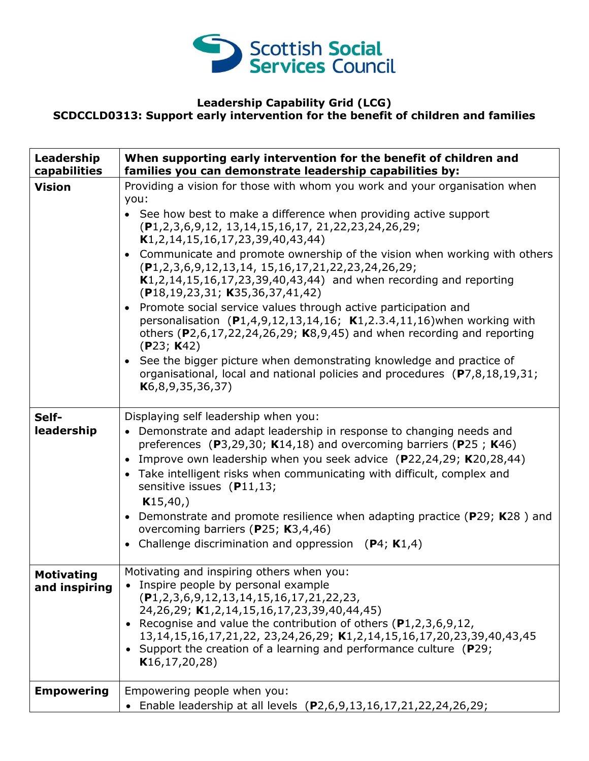**Leadership Capability Grid (LCG)**
**SCDCCLD0313: Support early intervention for the benefit of children and families**

| Leadership capabilities | When supporting early intervention for the benefit of children and families you can demonstrate leadership capabilities by: |
|---|---|
| **Vision** | Providing a vision for those with whom you work and your organisation when you:<br>• See how best to make a difference when providing active support (**P**1,2,3,6,9,12, 13,14,15,16,17, 21,22,23,24,26,29; **K**1,2,14,15,16,17,23,39,40,43,44)<br>• Communicate and promote ownership of the vision when working with others (**P**1,2,3,6,9,12,13,14, 15,16,17,21,22,23,24,26,29; **K**1,2,14,15,16,17,23,39,40,43,44) and when recording and reporting (**P**18,19,23,31; **K**35,36,37,41,42)<br>• Promote social service values through active participation and personalisation (**P**1,4,9,12,13,14,16; **K**1,2.3.4,11,16)when working with others (**P**2,6,17,22,24,26,29; **K**8,9,45) and when recording and reporting (**P**23; **K**42)<br>• See the bigger picture when demonstrating knowledge and practice of organisational, local and national policies and procedures (**P**7,8,18,19,31; **K**6,8,9,35,36,37) |
| **Self-leadership** | Displaying self leadership when you:<br>• Demonstrate and adapt leadership in response to changing needs and preferences (**P**3,29,30; **K**14,18) and overcoming barriers (**P**25 ; **K**46)<br>• Improve own leadership when you seek advice (**P**22,24,29; **K**20,28,44)<br>• Take intelligent risks when communicating with difficult, complex and sensitive issues (**P**11,13; **K**15,40,)<br>• Demonstrate and promote resilience when adapting practice (**P**29; **K**28 ) and overcoming barriers (**P**25; **K**3,4,46)<br>• Challenge discrimination and oppression (**P**4; **K**1,4) |
| **Motivating and inspiring** | Motivating and inspiring others when you:<br>• Inspire people by personal example (**P**1,2,3,6,9,12,13,14,15,16,17,21,22,23, 24,26,29; **K**1,2,14,15,16,17,23,39,40,44,45)<br>• Recognise and value the contribution of others (**P**1,2,3,6,9,12, 13,14,15,16,17,21,22, 23,24,26,29; **K**1,2,14,15,16,17,20,23,39,40,43,45<br>• Support the creation of a learning and performance culture (**P**29; **K**16,17,20,28) |
| **Empowering** | Empowering people when you:<br>• Enable leadership at all levels (**P**2,6,9,13,16,17,21,22,24,26,29; |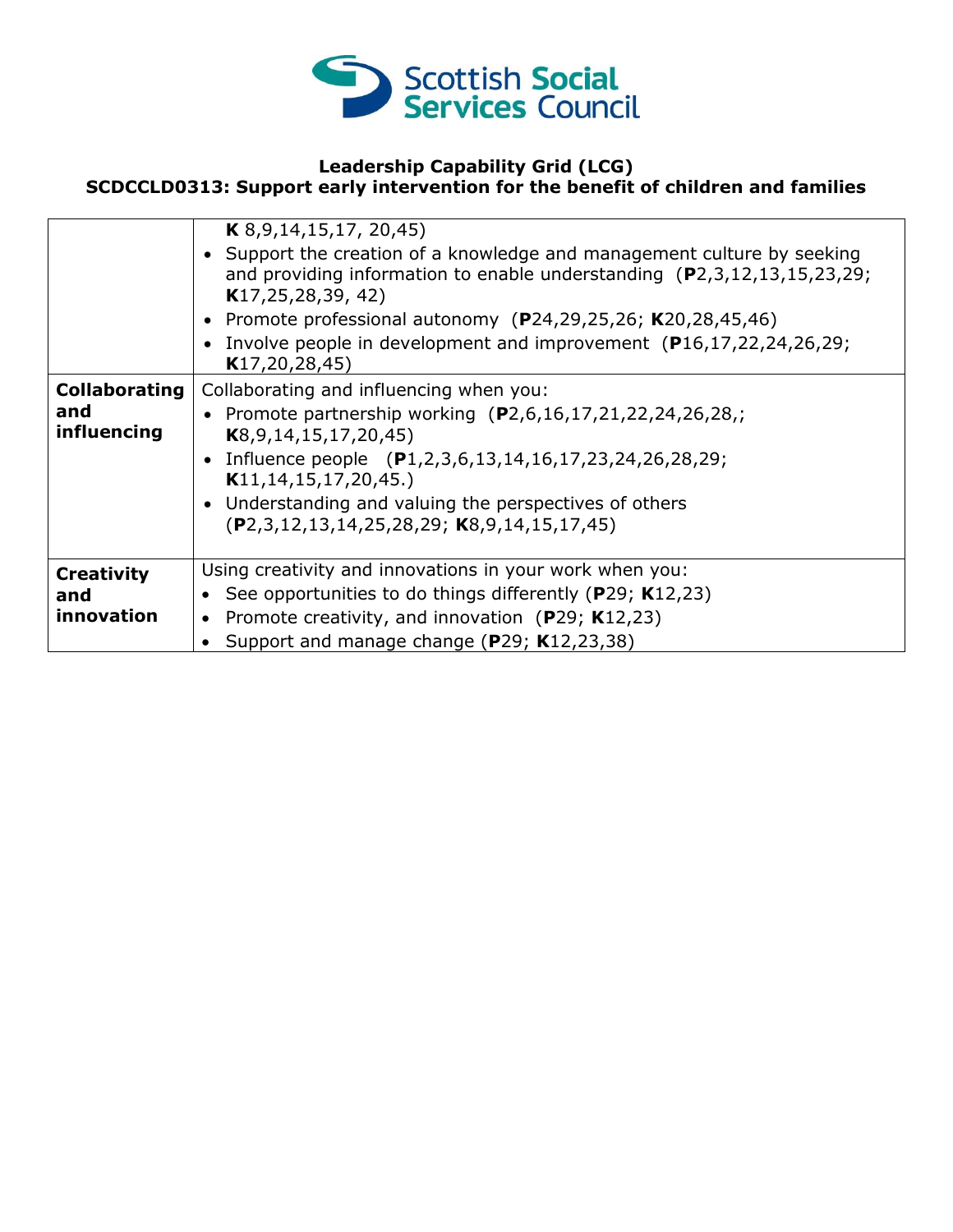**Leadership Capability Grid (LCG)**
**SCDCCLD0313: Support early intervention for the benefit of children and families**

| | |
|---|---|
| | **K** 8,9,14,15,17, 20,45)<br>• Support the creation of a knowledge and management culture by seeking and providing information to enable understanding (**P**2,3,12,13,15,23,29; **K**17,25,28,39, 42)<br>• Promote professional autonomy (**P**24,29,25,26; **K**20,28,45,46)<br>• Involve people in development and improvement (**P**16,17,22,24,26,29; **K**17,20,28,45) |
| **Collaborating and influencing** | Collaborating and influencing when you:<br>• Promote partnership working (**P**2,6,16,17,21,22,24,26,28,; **K**8,9,14,15,17,20,45)<br>• Influence people (**P**1,2,3,6,13,14,16,17,23,24,26,28,29; **K**11,14,15,17,20,45.)<br>• Understanding and valuing the perspectives of others (**P**2,3,12,13,14,25,28,29; **K**8,9,14,15,17,45) |
| **Creativity and innovation** | Using creativity and innovations in your work when you:<br>• See opportunities to do things differently (**P**29; **K**12,23)<br>• Promote creativity, and innovation (**P**29; **K**12,23)<br>• Support and manage change (**P**29; **K**12,23,38) |